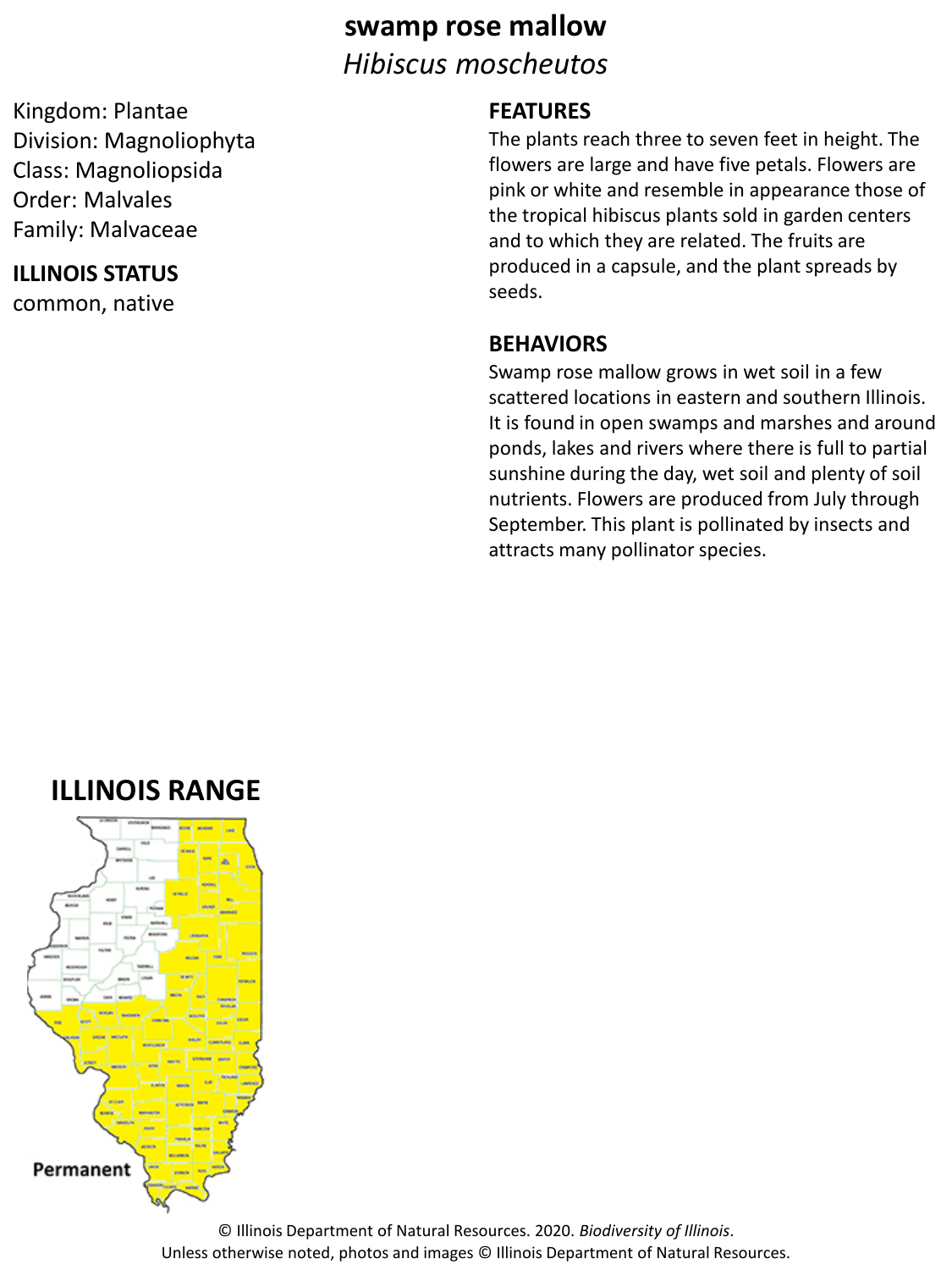# swamp rose mallow

*Hibiscus moscheutos*

Kingdom: Plantae
Division: Magnoliophyta
Class: Magnoliopsida
Order: Malvales
Family: Malvaceae

## ILLINOIS STATUS

common, native

## FEATURES

The plants reach three to seven feet in height. The flowers are large and have five petals. Flowers are pink or white and resemble in appearance those of the tropical hibiscus plants sold in garden centers and to which they are related. The fruits are produced in a capsule, and the plant spreads by seeds.

## BEHAVIORS

Swamp rose mallow grows in wet soil in a few scattered locations in eastern and southern Illinois. It is found in open swamps and marshes and around ponds, lakes and rivers where there is full to partial sunshine during the day, wet soil and plenty of soil nutrients. Flowers are produced from July through September. This plant is pollinated by insects and attracts many pollinator species.

## ILLINOIS RANGE

Permanent

© Illinois Department of Natural Resources. 2020. *Biodiversity of Illinois*.
Unless otherwise noted, photos and images © Illinois Department of Natural Resources.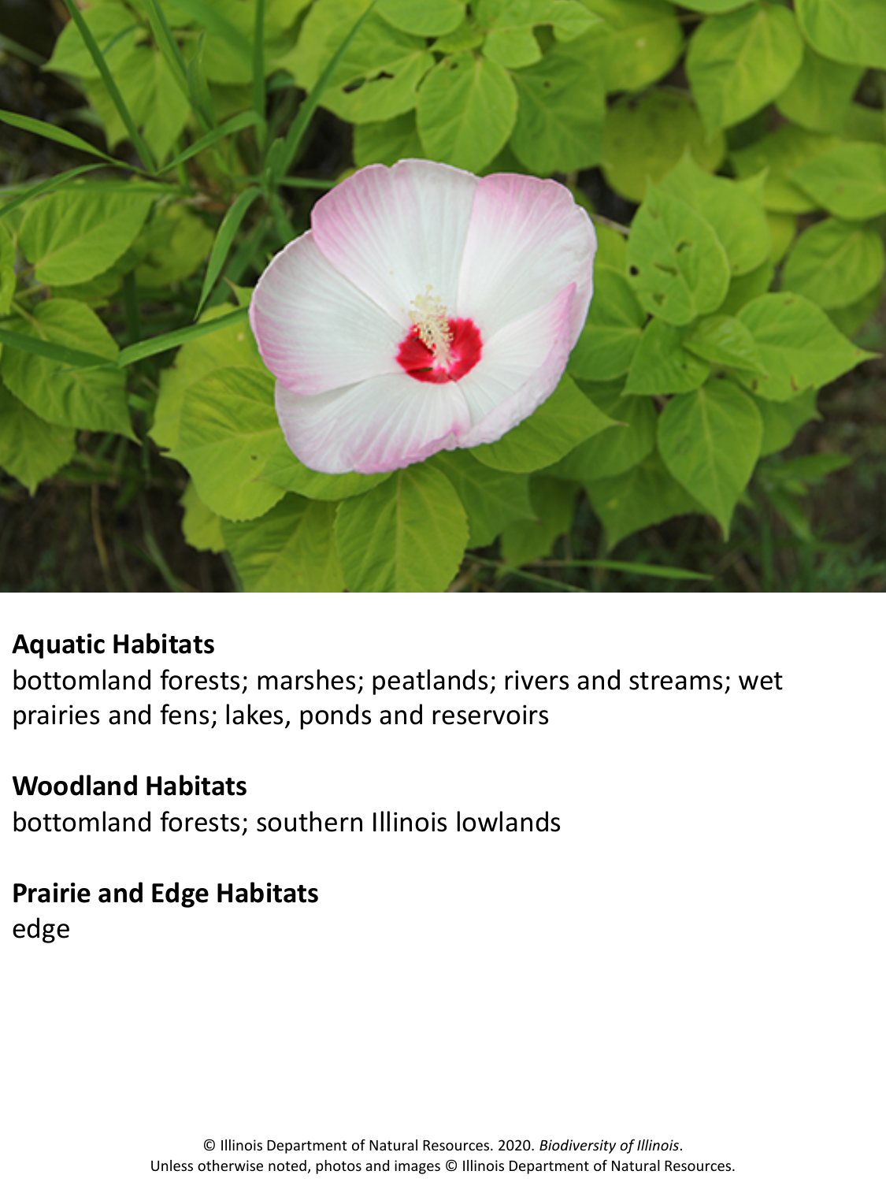**Aquatic Habitats**
bottomland forests; marshes; peatlands; rivers and streams; wet prairies and fens; lakes, ponds and reservoirs

**Woodland Habitats**
bottomland forests; southern Illinois lowlands

**Prairie and Edge Habitats**
edge

© Illinois Department of Natural Resources. 2020. *Biodiversity of Illinois*.
Unless otherwise noted, photos and images © Illinois Department of Natural Resources.